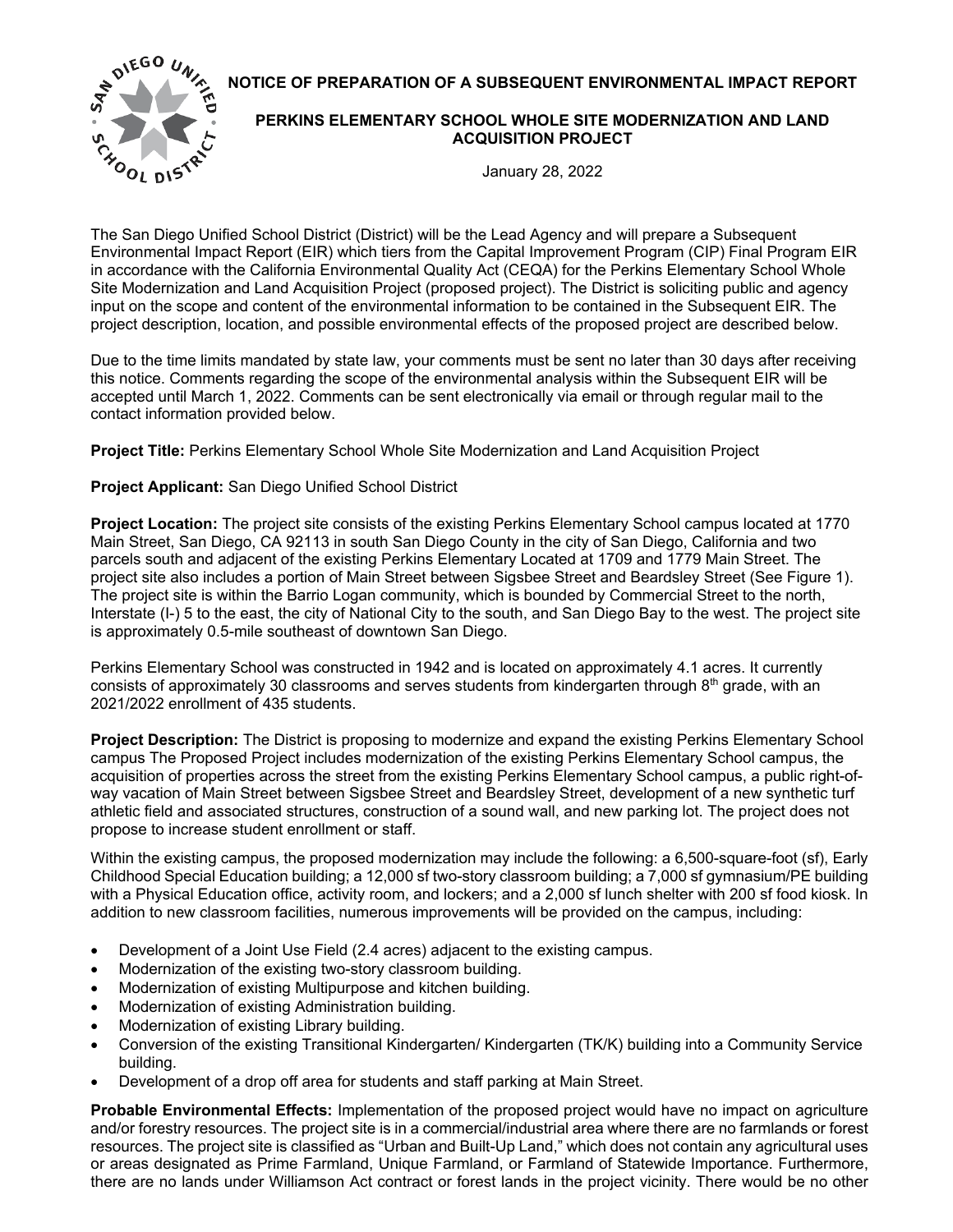# NOTICE OF PREPARATION OF A SUBSEQUENT ENVIRONMENTAL IMPACT REPORT

## PERKINS ELEMENTARY SCHOOL WHOLE SITE MODERNIZATION AND LAND ACQUISITION PROJECT

January 28, 2022

The San Diego Unified School District (District) will be the Lead Agency and will prepare a Subsequent Environmental Impact Report (EIR) which tiers from the Capital Improvement Program (CIP) Final Program EIR in accordance with the California Environmental Quality Act (CEQA) for the Perkins Elementary School Whole Site Modernization and Land Acquisition Project (proposed project). The District is soliciting public and agency input on the scope and content of the environmental information to be contained in the Subsequent EIR. The project description, location, and possible environmental effects of the proposed project are described below.

Due to the time limits mandated by state law, your comments must be sent no later than 30 days after receiving this notice. Comments regarding the scope of the environmental analysis within the Subsequent EIR will be accepted until March 1, 2022. Comments can be sent electronically via email or through regular mail to the contact information provided below.

**Project Title:** Perkins Elementary School Whole Site Modernization and Land Acquisition Project

**Project Applicant:** San Diego Unified School District

**Project Location:** The project site consists of the existing Perkins Elementary School campus located at 1770 Main Street, San Diego, CA 92113 in south San Diego County in the city of San Diego, California and two parcels south and adjacent of the existing Perkins Elementary Located at 1709 and 1779 Main Street. The project site also includes a portion of Main Street between Sigsbee Street and Beardsley Street (See Figure 1). The project site is within the Barrio Logan community, which is bounded by Commercial Street to the north, Interstate (I-) 5 to the east, the city of National City to the south, and San Diego Bay to the west. The project site is approximately 0.5-mile southeast of downtown San Diego.

Perkins Elementary School was constructed in 1942 and is located on approximately 4.1 acres. It currently consists of approximately 30 classrooms and serves students from kindergarten through 8th grade, with an 2021/2022 enrollment of 435 students.

**Project Description:** The District is proposing to modernize and expand the existing Perkins Elementary School campus The Proposed Project includes modernization of the existing Perkins Elementary School campus, the acquisition of properties across the street from the existing Perkins Elementary School campus, a public right-of-way vacation of Main Street between Sigsbee Street and Beardsley Street, development of a new synthetic turf athletic field and associated structures, construction of a sound wall, and new parking lot. The project does not propose to increase student enrollment or staff.

Within the existing campus, the proposed modernization may include the following: a 6,500-square-foot (sf), Early Childhood Special Education building; a 12,000 sf two-story classroom building; a 7,000 sf gymnasium/PE building with a Physical Education office, activity room, and lockers; and a 2,000 sf lunch shelter with 200 sf food kiosk. In addition to new classroom facilities, numerous improvements will be provided on the campus, including:

- Development of a Joint Use Field (2.4 acres) adjacent to the existing campus.
- Modernization of the existing two-story classroom building.
- Modernization of existing Multipurpose and kitchen building.
- Modernization of existing Administration building.
- Modernization of existing Library building.
- Conversion of the existing Transitional Kindergarten/ Kindergarten (TK/K) building into a Community Service building.
- Development of a drop off area for students and staff parking at Main Street.

**Probable Environmental Effects:** Implementation of the proposed project would have no impact on agriculture and/or forestry resources. The project site is in a commercial/industrial area where there are no farmlands or forest resources. The project site is classified as "Urban and Built-Up Land," which does not contain any agricultural uses or areas designated as Prime Farmland, Unique Farmland, or Farmland of Statewide Importance. Furthermore, there are no lands under Williamson Act contract or forest lands in the project vicinity. There would be no other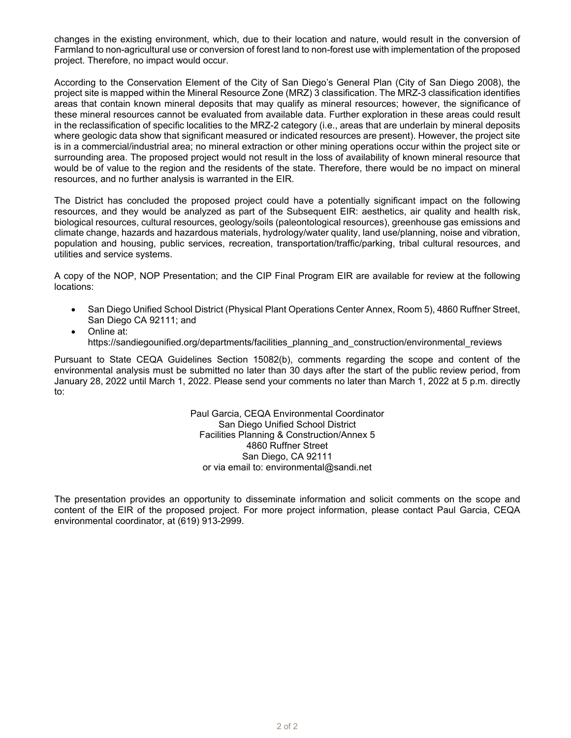changes in the existing environment, which, due to their location and nature, would result in the conversion of Farmland to non-agricultural use or conversion of forest land to non-forest use with implementation of the proposed project. Therefore, no impact would occur.

According to the Conservation Element of the City of San Diego's General Plan (City of San Diego 2008), the project site is mapped within the Mineral Resource Zone (MRZ) 3 classification. The MRZ-3 classification identifies areas that contain known mineral deposits that may qualify as mineral resources; however, the significance of these mineral resources cannot be evaluated from available data. Further exploration in these areas could result in the reclassification of specific localities to the MRZ-2 category (i.e., areas that are underlain by mineral deposits where geologic data show that significant measured or indicated resources are present). However, the project site is in a commercial/industrial area; no mineral extraction or other mining operations occur within the project site or surrounding area. The proposed project would not result in the loss of availability of known mineral resource that would be of value to the region and the residents of the state. Therefore, there would be no impact on mineral resources, and no further analysis is warranted in the EIR.

The District has concluded the proposed project could have a potentially significant impact on the following resources, and they would be analyzed as part of the Subsequent EIR: aesthetics, air quality and health risk, biological resources, cultural resources, geology/soils (paleontological resources), greenhouse gas emissions and climate change, hazards and hazardous materials, hydrology/water quality, land use/planning, noise and vibration, population and housing, public services, recreation, transportation/traffic/parking, tribal cultural resources, and utilities and service systems.

A copy of the NOP, NOP Presentation; and the CIP Final Program EIR are available for review at the following locations:

- San Diego Unified School District (Physical Plant Operations Center Annex, Room 5), 4860 Ruffner Street, San Diego CA 92111; and
- Online at: https://sandiegounified.org/departments/facilities_planning_and_construction/environmental_reviews

Pursuant to State CEQA Guidelines Section 15082(b), comments regarding the scope and content of the environmental analysis must be submitted no later than 30 days after the start of the public review period, from January 28, 2022 until March 1, 2022. Please send your comments no later than March 1, 2022 at 5 p.m. directly to:

Paul Garcia, CEQA Environmental Coordinator
San Diego Unified School District
Facilities Planning & Construction/Annex 5
4860 Ruffner Street
San Diego, CA 92111
or via email to: environmental@sandi.net

The presentation provides an opportunity to disseminate information and solicit comments on the scope and content of the EIR of the proposed project. For more project information, please contact Paul Garcia, CEQA environmental coordinator, at (619) 913-2999.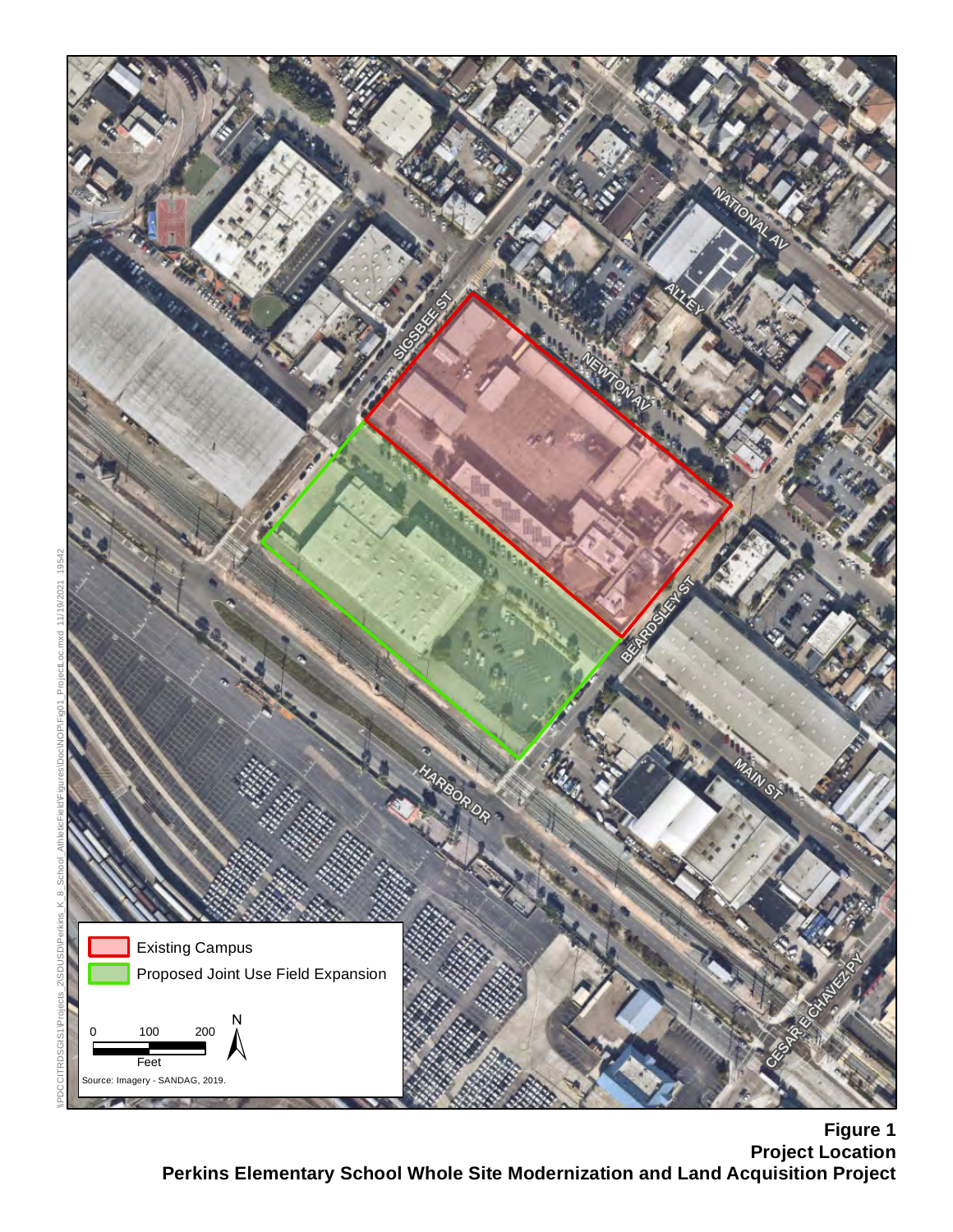NATIONAL AV

ALLEY

NEWTON AV

SIGSBEE ST

BEARDSLEY ST

MAIN ST

HARBOR DR

CESAR E CHAVEZ PY

Existing Campus

Proposed Joint Use Field Expansion

0 100 200

Feet

N

Source: Imagery - SANDAG, 2019.

\\PDCCITRDSGIS1\Projects_2\SDUSD\Perkins_K_8_School_AthleticField\Figures\Doc\NOP\Fig01_ProjectLoc.mxd 11/19/2021 19542

**Figure 1**
**Project Location**
**Perkins Elementary School Whole Site Modernization and Land Acquisition Project**